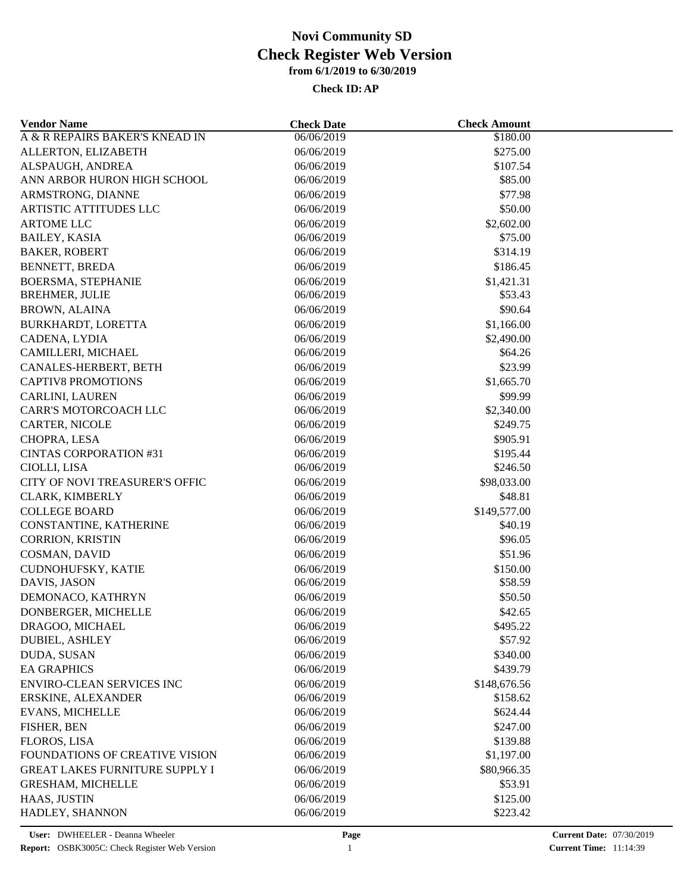# Novi Community SD
# Check Register Web Version
### from 6/1/2019 to 6/30/2019
### Check ID: AP

| Vendor Name | Check Date | Check Amount |
|---|---|---|
| A & R REPAIRS BAKER'S KNEAD IN | 06/06/2019 | $180.00 |
| ALLERTON, ELIZABETH | 06/06/2019 | $275.00 |
| ALSPAUGH, ANDREA | 06/06/2019 | $107.54 |
| ANN ARBOR HURON HIGH SCHOOL | 06/06/2019 | $85.00 |
| ARMSTRONG, DIANNE | 06/06/2019 | $77.98 |
| ARTISTIC ATTITUDES LLC | 06/06/2019 | $50.00 |
| ARTOME LLC | 06/06/2019 | $2,602.00 |
| BAILEY, KASIA | 06/06/2019 | $75.00 |
| BAKER, ROBERT | 06/06/2019 | $314.19 |
| BENNETT, BREDA | 06/06/2019 | $186.45 |
| BOERSMA, STEPHANIE | 06/06/2019 | $1,421.31 |
| BREHMER, JULIE | 06/06/2019 | $53.43 |
| BROWN, ALAINA | 06/06/2019 | $90.64 |
| BURKHARDT, LORETTA | 06/06/2019 | $1,166.00 |
| CADENA, LYDIA | 06/06/2019 | $2,490.00 |
| CAMILLERI, MICHAEL | 06/06/2019 | $64.26 |
| CANALES-HERBERT, BETH | 06/06/2019 | $23.99 |
| CAPTIV8 PROMOTIONS | 06/06/2019 | $1,665.70 |
| CARLINI, LAUREN | 06/06/2019 | $99.99 |
| CARR'S MOTORCOACH LLC | 06/06/2019 | $2,340.00 |
| CARTER, NICOLE | 06/06/2019 | $249.75 |
| CHOPRA, LESA | 06/06/2019 | $905.91 |
| CINTAS CORPORATION #31 | 06/06/2019 | $195.44 |
| CIOLLI, LISA | 06/06/2019 | $246.50 |
| CITY OF NOVI TREASURER'S OFFIC | 06/06/2019 | $98,033.00 |
| CLARK, KIMBERLY | 06/06/2019 | $48.81 |
| COLLEGE BOARD | 06/06/2019 | $149,577.00 |
| CONSTANTINE, KATHERINE | 06/06/2019 | $40.19 |
| CORRION, KRISTIN | 06/06/2019 | $96.05 |
| COSMAN, DAVID | 06/06/2019 | $51.96 |
| CUDNOHUFSKY, KATIE | 06/06/2019 | $150.00 |
| DAVIS, JASON | 06/06/2019 | $58.59 |
| DEMONACO, KATHRYN | 06/06/2019 | $50.50 |
| DONBERGER, MICHELLE | 06/06/2019 | $42.65 |
| DRAGOO, MICHAEL | 06/06/2019 | $495.22 |
| DUBIEL, ASHLEY | 06/06/2019 | $57.92 |
| DUDA, SUSAN | 06/06/2019 | $340.00 |
| EA GRAPHICS | 06/06/2019 | $439.79 |
| ENVIRO-CLEAN SERVICES INC | 06/06/2019 | $148,676.56 |
| ERSKINE, ALEXANDER | 06/06/2019 | $158.62 |
| EVANS, MICHELLE | 06/06/2019 | $624.44 |
| FISHER, BEN | 06/06/2019 | $247.00 |
| FLOROS, LISA | 06/06/2019 | $139.88 |
| FOUNDATIONS OF CREATIVE VISION | 06/06/2019 | $1,197.00 |
| GREAT LAKES FURNITURE SUPPLY I | 06/06/2019 | $80,966.35 |
| GRESHAM, MICHELLE | 06/06/2019 | $53.91 |
| HAAS, JUSTIN | 06/06/2019 | $125.00 |
| HADLEY, SHANNON | 06/06/2019 | $223.42 |

User: DWHEELER - Deanna Wheeler
Report: OSBK3005C: Check Register Web Version
Current Date: 07/30/2019
Current Time: 11:14:39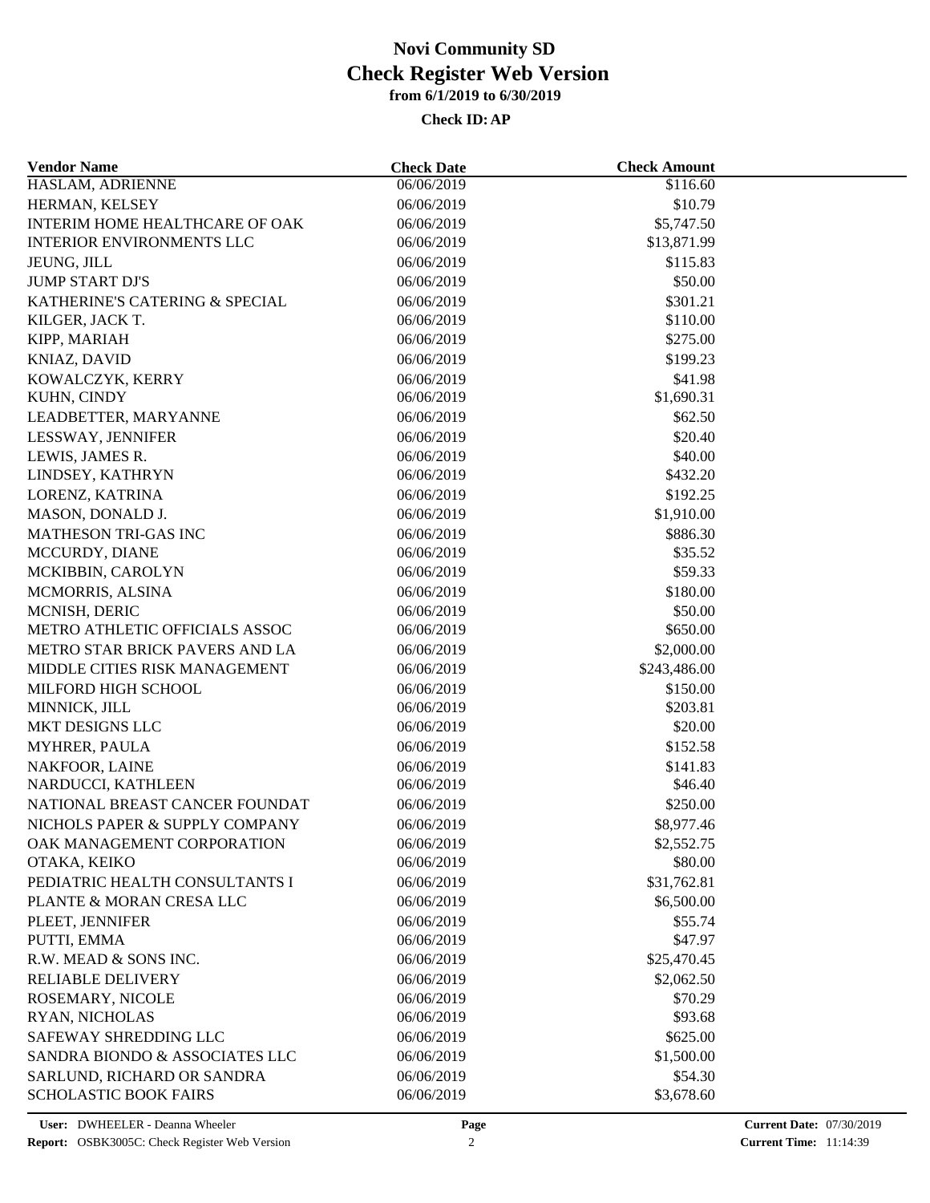# Novi Community SD
# Check Register Web Version
### from 6/1/2019 to 6/30/2019
### Check ID: AP

| Vendor Name | Check Date | Check Amount |
|---|---|---|
| HASLAM, ADRIENNE | 06/06/2019 | $116.60 |
| HERMAN, KELSEY | 06/06/2019 | $10.79 |
| INTERIM HOME HEALTHCARE OF OAK | 06/06/2019 | $5,747.50 |
| INTERIOR ENVIRONMENTS LLC | 06/06/2019 | $13,871.99 |
| JEUNG, JILL | 06/06/2019 | $115.83 |
| JUMP START DJ'S | 06/06/2019 | $50.00 |
| KATHERINE'S CATERING & SPECIAL | 06/06/2019 | $301.21 |
| KILGER, JACK T. | 06/06/2019 | $110.00 |
| KIPP, MARIAH | 06/06/2019 | $275.00 |
| KNIAZ, DAVID | 06/06/2019 | $199.23 |
| KOWALCZYK, KERRY | 06/06/2019 | $41.98 |
| KUHN, CINDY | 06/06/2019 | $1,690.31 |
| LEADBETTER, MARYANNE | 06/06/2019 | $62.50 |
| LESSWAY, JENNIFER | 06/06/2019 | $20.40 |
| LEWIS, JAMES R. | 06/06/2019 | $40.00 |
| LINDSEY, KATHRYN | 06/06/2019 | $432.20 |
| LORENZ, KATRINA | 06/06/2019 | $192.25 |
| MASON, DONALD J. | 06/06/2019 | $1,910.00 |
| MATHESON TRI-GAS INC | 06/06/2019 | $886.30 |
| MCCURDY, DIANE | 06/06/2019 | $35.52 |
| MCKIBBIN, CAROLYN | 06/06/2019 | $59.33 |
| MCMORRIS, ALSINA | 06/06/2019 | $180.00 |
| MCNISH, DERIC | 06/06/2019 | $50.00 |
| METRO ATHLETIC OFFICIALS ASSOC | 06/06/2019 | $650.00 |
| METRO STAR BRICK PAVERS AND LA | 06/06/2019 | $2,000.00 |
| MIDDLE CITIES RISK MANAGEMENT | 06/06/2019 | $243,486.00 |
| MILFORD HIGH SCHOOL | 06/06/2019 | $150.00 |
| MINNICK, JILL | 06/06/2019 | $203.81 |
| MKT DESIGNS LLC | 06/06/2019 | $20.00 |
| MYHRER, PAULA | 06/06/2019 | $152.58 |
| NAKFOOR, LAINE | 06/06/2019 | $141.83 |
| NARDUCCI, KATHLEEN | 06/06/2019 | $46.40 |
| NATIONAL BREAST CANCER FOUNDAT | 06/06/2019 | $250.00 |
| NICHOLS PAPER & SUPPLY COMPANY | 06/06/2019 | $8,977.46 |
| OAK MANAGEMENT CORPORATION | 06/06/2019 | $2,552.75 |
| OTAKA, KEIKO | 06/06/2019 | $80.00 |
| PEDIATRIC HEALTH CONSULTANTS I | 06/06/2019 | $31,762.81 |
| PLANTE & MORAN CRESA LLC | 06/06/2019 | $6,500.00 |
| PLEET, JENNIFER | 06/06/2019 | $55.74 |
| PUTTI, EMMA | 06/06/2019 | $47.97 |
| R.W. MEAD & SONS INC. | 06/06/2019 | $25,470.45 |
| RELIABLE DELIVERY | 06/06/2019 | $2,062.50 |
| ROSEMARY, NICOLE | 06/06/2019 | $70.29 |
| RYAN, NICHOLAS | 06/06/2019 | $93.68 |
| SAFEWAY SHREDDING LLC | 06/06/2019 | $625.00 |
| SANDRA BIONDO & ASSOCIATES LLC | 06/06/2019 | $1,500.00 |
| SARLUND, RICHARD OR SANDRA | 06/06/2019 | $54.30 |
| SCHOLASTIC BOOK FAIRS | 06/06/2019 | $3,678.60 |

User: DWHEELER - Deanna Wheeler
Report: OSBK3005C: Check Register Web Version
Current Date: 07/30/2019
Current Time: 11:14:39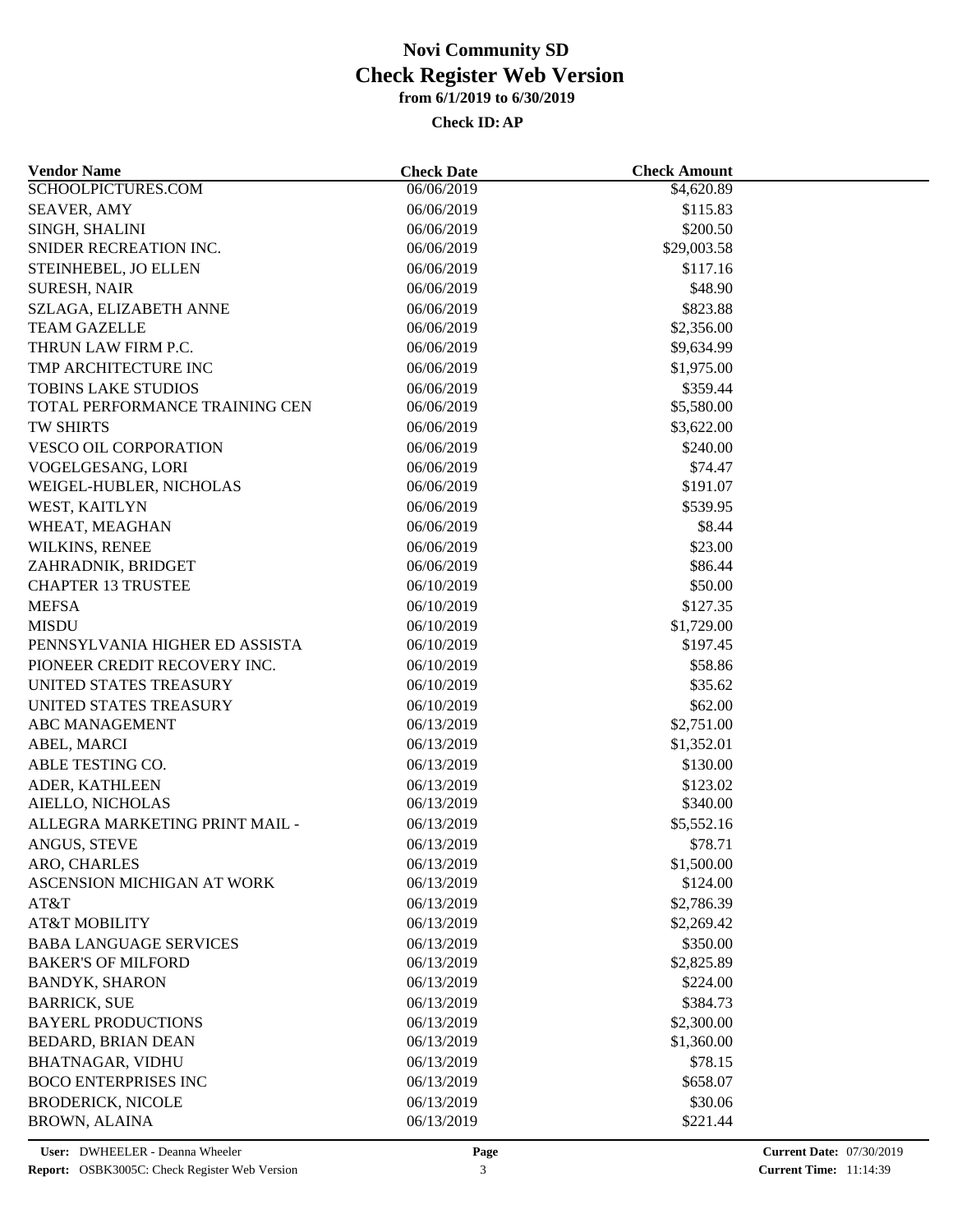# Novi Community SD
## Check Register Web Version
### from 6/1/2019 to 6/30/2019

**Check ID: AP**

| Vendor Name | Check Date | Check Amount |
|---|---|---|
| SCHOOLPICTURES.COM | 06/06/2019 | $4,620.89 |
| SEAVER, AMY | 06/06/2019 | $115.83 |
| SINGH, SHALINI | 06/06/2019 | $200.50 |
| SNIDER RECREATION INC. | 06/06/2019 | $29,003.58 |
| STEINHEBEL, JO ELLEN | 06/06/2019 | $117.16 |
| SURESH, NAIR | 06/06/2019 | $48.90 |
| SZLAGA, ELIZABETH ANNE | 06/06/2019 | $823.88 |
| TEAM GAZELLE | 06/06/2019 | $2,356.00 |
| THRUN LAW FIRM P.C. | 06/06/2019 | $9,634.99 |
| TMP ARCHITECTURE INC | 06/06/2019 | $1,975.00 |
| TOBINS LAKE STUDIOS | 06/06/2019 | $359.44 |
| TOTAL PERFORMANCE TRAINING CEN | 06/06/2019 | $5,580.00 |
| TW SHIRTS | 06/06/2019 | $3,622.00 |
| VESCO OIL CORPORATION | 06/06/2019 | $240.00 |
| VOGELGESANG, LORI | 06/06/2019 | $74.47 |
| WEIGEL-HUBLER, NICHOLAS | 06/06/2019 | $191.07 |
| WEST, KAITLYN | 06/06/2019 | $539.95 |
| WHEAT, MEAGHAN | 06/06/2019 | $8.44 |
| WILKINS, RENEE | 06/06/2019 | $23.00 |
| ZAHRADNIK, BRIDGET | 06/06/2019 | $86.44 |
| CHAPTER 13 TRUSTEE | 06/10/2019 | $50.00 |
| MEFSA | 06/10/2019 | $127.35 |
| MISDU | 06/10/2019 | $1,729.00 |
| PENNSYLVANIA HIGHER ED ASSISTA | 06/10/2019 | $197.45 |
| PIONEER CREDIT RECOVERY INC. | 06/10/2019 | $58.86 |
| UNITED STATES TREASURY | 06/10/2019 | $35.62 |
| UNITED STATES TREASURY | 06/10/2019 | $62.00 |
| ABC MANAGEMENT | 06/13/2019 | $2,751.00 |
| ABEL, MARCI | 06/13/2019 | $1,352.01 |
| ABLE TESTING CO. | 06/13/2019 | $130.00 |
| ADER, KATHLEEN | 06/13/2019 | $123.02 |
| AIELLO, NICHOLAS | 06/13/2019 | $340.00 |
| ALLEGRA MARKETING PRINT MAIL - | 06/13/2019 | $5,552.16 |
| ANGUS, STEVE | 06/13/2019 | $78.71 |
| ARO, CHARLES | 06/13/2019 | $1,500.00 |
| ASCENSION MICHIGAN AT WORK | 06/13/2019 | $124.00 |
| AT&T | 06/13/2019 | $2,786.39 |
| AT&T MOBILITY | 06/13/2019 | $2,269.42 |
| BABA LANGUAGE SERVICES | 06/13/2019 | $350.00 |
| BAKER'S OF MILFORD | 06/13/2019 | $2,825.89 |
| BANDYK, SHARON | 06/13/2019 | $224.00 |
| BARRICK, SUE | 06/13/2019 | $384.73 |
| BAYERL PRODUCTIONS | 06/13/2019 | $2,300.00 |
| BEDARD, BRIAN DEAN | 06/13/2019 | $1,360.00 |
| BHATNAGAR, VIDHU | 06/13/2019 | $78.15 |
| BOCO ENTERPRISES INC | 06/13/2019 | $658.07 |
| BRODERICK, NICOLE | 06/13/2019 | $30.06 |
| BROWN, ALAINA | 06/13/2019 | $221.44 |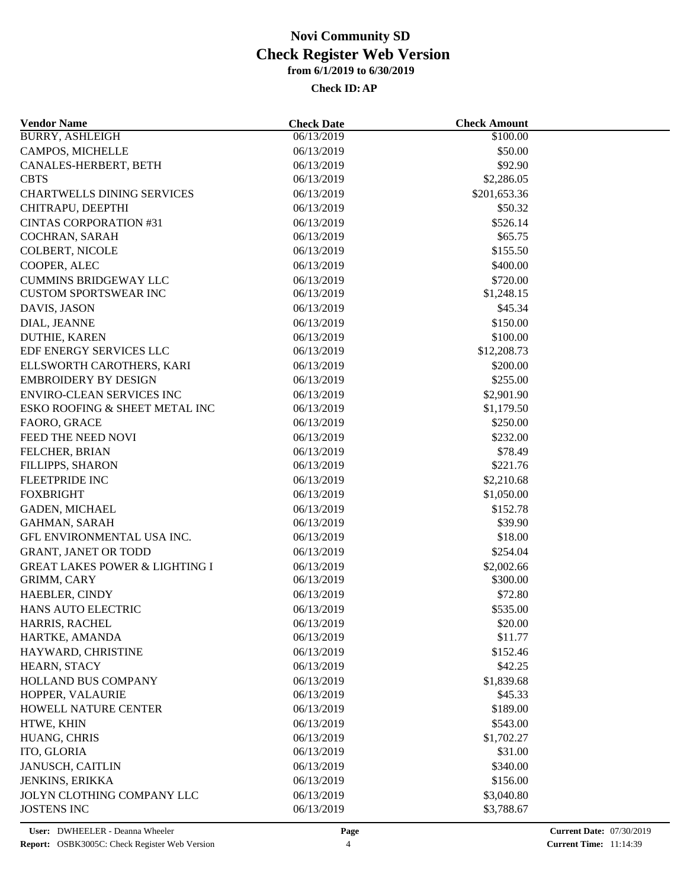# Novi Community SD
## Check Register Web Version
### from 6/1/2019 to 6/30/2019

**Check ID: AP**

| Vendor Name | Check Date | Check Amount |
|---|---|---|
| BURRY, ASHLEIGH | 06/13/2019 | $100.00 |
| CAMPOS, MICHELLE | 06/13/2019 | $50.00 |
| CANALES-HERBERT, BETH | 06/13/2019 | $92.90 |
| CBTS | 06/13/2019 | $2,286.05 |
| CHARTWELLS DINING SERVICES | 06/13/2019 | $201,653.36 |
| CHITRAPU, DEEPTHI | 06/13/2019 | $50.32 |
| CINTAS CORPORATION #31 | 06/13/2019 | $526.14 |
| COCHRAN, SARAH | 06/13/2019 | $65.75 |
| COLBERT, NICOLE | 06/13/2019 | $155.50 |
| COOPER, ALEC | 06/13/2019 | $400.00 |
| CUMMINS BRIDGEWAY LLC | 06/13/2019 | $720.00 |
| CUSTOM SPORTSWEAR INC | 06/13/2019 | $1,248.15 |
| DAVIS, JASON | 06/13/2019 | $45.34 |
| DIAL, JEANNE | 06/13/2019 | $150.00 |
| DUTHIE, KAREN | 06/13/2019 | $100.00 |
| EDF ENERGY SERVICES LLC | 06/13/2019 | $12,208.73 |
| ELLSWORTH CAROTHERS, KARI | 06/13/2019 | $200.00 |
| EMBROIDERY BY DESIGN | 06/13/2019 | $255.00 |
| ENVIRO-CLEAN SERVICES INC | 06/13/2019 | $2,901.90 |
| ESKO ROOFING & SHEET METAL INC | 06/13/2019 | $1,179.50 |
| FAORO, GRACE | 06/13/2019 | $250.00 |
| FEED THE NEED NOVI | 06/13/2019 | $232.00 |
| FELCHER, BRIAN | 06/13/2019 | $78.49 |
| FILLIPPS, SHARON | 06/13/2019 | $221.76 |
| FLEETPRIDE INC | 06/13/2019 | $2,210.68 |
| FOXBRIGHT | 06/13/2019 | $1,050.00 |
| GADEN, MICHAEL | 06/13/2019 | $152.78 |
| GAHMAN, SARAH | 06/13/2019 | $39.90 |
| GFL ENVIRONMENTAL USA INC. | 06/13/2019 | $18.00 |
| GRANT, JANET OR TODD | 06/13/2019 | $254.04 |
| GREAT LAKES POWER & LIGHTING I | 06/13/2019 | $2,002.66 |
| GRIMM, CARY | 06/13/2019 | $300.00 |
| HAEBLER, CINDY | 06/13/2019 | $72.80 |
| HANS AUTO ELECTRIC | 06/13/2019 | $535.00 |
| HARRIS, RACHEL | 06/13/2019 | $20.00 |
| HARTKE, AMANDA | 06/13/2019 | $11.77 |
| HAYWARD, CHRISTINE | 06/13/2019 | $152.46 |
| HEARN, STACY | 06/13/2019 | $42.25 |
| HOLLAND BUS COMPANY | 06/13/2019 | $1,839.68 |
| HOPPER, VALAURIE | 06/13/2019 | $45.33 |
| HOWELL NATURE CENTER | 06/13/2019 | $189.00 |
| HTWE, KHIN | 06/13/2019 | $543.00 |
| HUANG, CHRIS | 06/13/2019 | $1,702.27 |
| ITO, GLORIA | 06/13/2019 | $31.00 |
| JANUSCH, CAITLIN | 06/13/2019 | $340.00 |
| JENKINS, ERIKKA | 06/13/2019 | $156.00 |
| JOLYN CLOTHING COMPANY LLC | 06/13/2019 | $3,040.80 |
| JOSTENS INC | 06/13/2019 | $3,788.67 |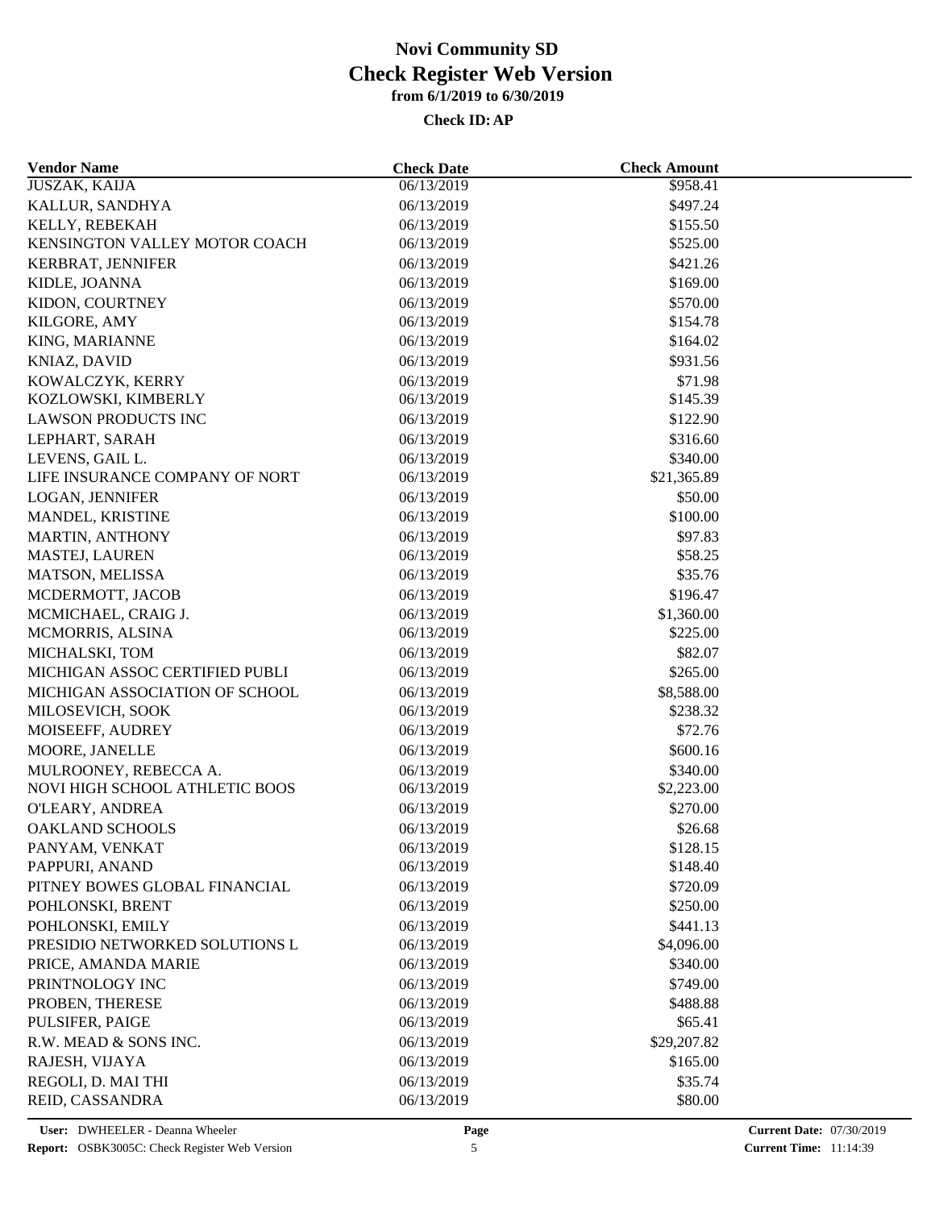# Novi Community SD
## Check Register Web Version
### from 6/1/2019 to 6/30/2019

**Check ID: AP**

| Vendor Name | Check Date | Check Amount |
|---|---|---|
| JUSZAK, KAIJA | 06/13/2019 | $958.41 |
| KALLUR, SANDHYA | 06/13/2019 | $497.24 |
| KELLY, REBEKAH | 06/13/2019 | $155.50 |
| KENSINGTON VALLEY MOTOR COACH | 06/13/2019 | $525.00 |
| KERBRAT, JENNIFER | 06/13/2019 | $421.26 |
| KIDLE, JOANNA | 06/13/2019 | $169.00 |
| KIDON, COURTNEY | 06/13/2019 | $570.00 |
| KILGORE, AMY | 06/13/2019 | $154.78 |
| KING, MARIANNE | 06/13/2019 | $164.02 |
| KNIAZ, DAVID | 06/13/2019 | $931.56 |
| KOWALCZYK, KERRY | 06/13/2019 | $71.98 |
| KOZLOWSKI, KIMBERLY | 06/13/2019 | $145.39 |
| LAWSON PRODUCTS INC | 06/13/2019 | $122.90 |
| LEPHART, SARAH | 06/13/2019 | $316.60 |
| LEVENS, GAIL L. | 06/13/2019 | $340.00 |
| LIFE INSURANCE COMPANY OF NORT | 06/13/2019 | $21,365.89 |
| LOGAN, JENNIFER | 06/13/2019 | $50.00 |
| MANDEL, KRISTINE | 06/13/2019 | $100.00 |
| MARTIN, ANTHONY | 06/13/2019 | $97.83 |
| MASTEJ, LAUREN | 06/13/2019 | $58.25 |
| MATSON, MELISSA | 06/13/2019 | $35.76 |
| MCDERMOTT, JACOB | 06/13/2019 | $196.47 |
| MCMICHAEL, CRAIG J. | 06/13/2019 | $1,360.00 |
| MCMORRIS, ALSINA | 06/13/2019 | $225.00 |
| MICHALSKI, TOM | 06/13/2019 | $82.07 |
| MICHIGAN ASSOC CERTIFIED PUBLI | 06/13/2019 | $265.00 |
| MICHIGAN ASSOCIATION OF SCHOOL | 06/13/2019 | $8,588.00 |
| MILOSEVICH, SOOK | 06/13/2019 | $238.32 |
| MOISEEFF, AUDREY | 06/13/2019 | $72.76 |
| MOORE, JANELLE | 06/13/2019 | $600.16 |
| MULROONEY, REBECCA A. | 06/13/2019 | $340.00 |
| NOVI HIGH SCHOOL ATHLETIC BOOS | 06/13/2019 | $2,223.00 |
| O'LEARY, ANDREA | 06/13/2019 | $270.00 |
| OAKLAND SCHOOLS | 06/13/2019 | $26.68 |
| PANYAM, VENKAT | 06/13/2019 | $128.15 |
| PAPPURI, ANAND | 06/13/2019 | $148.40 |
| PITNEY BOWES GLOBAL FINANCIAL | 06/13/2019 | $720.09 |
| POHLONSKI, BRENT | 06/13/2019 | $250.00 |
| POHLONSKI, EMILY | 06/13/2019 | $441.13 |
| PRESIDIO NETWORKED SOLUTIONS L | 06/13/2019 | $4,096.00 |
| PRICE, AMANDA MARIE | 06/13/2019 | $340.00 |
| PRINTNOLOGY INC | 06/13/2019 | $749.00 |
| PROBEN, THERESE | 06/13/2019 | $488.88 |
| PULSIFER, PAIGE | 06/13/2019 | $65.41 |
| R.W. MEAD & SONS INC. | 06/13/2019 | $29,207.82 |
| RAJESH, VIJAYA | 06/13/2019 | $165.00 |
| REGOLI, D. MAI THI | 06/13/2019 | $35.74 |
| REID, CASSANDRA | 06/13/2019 | $80.00 |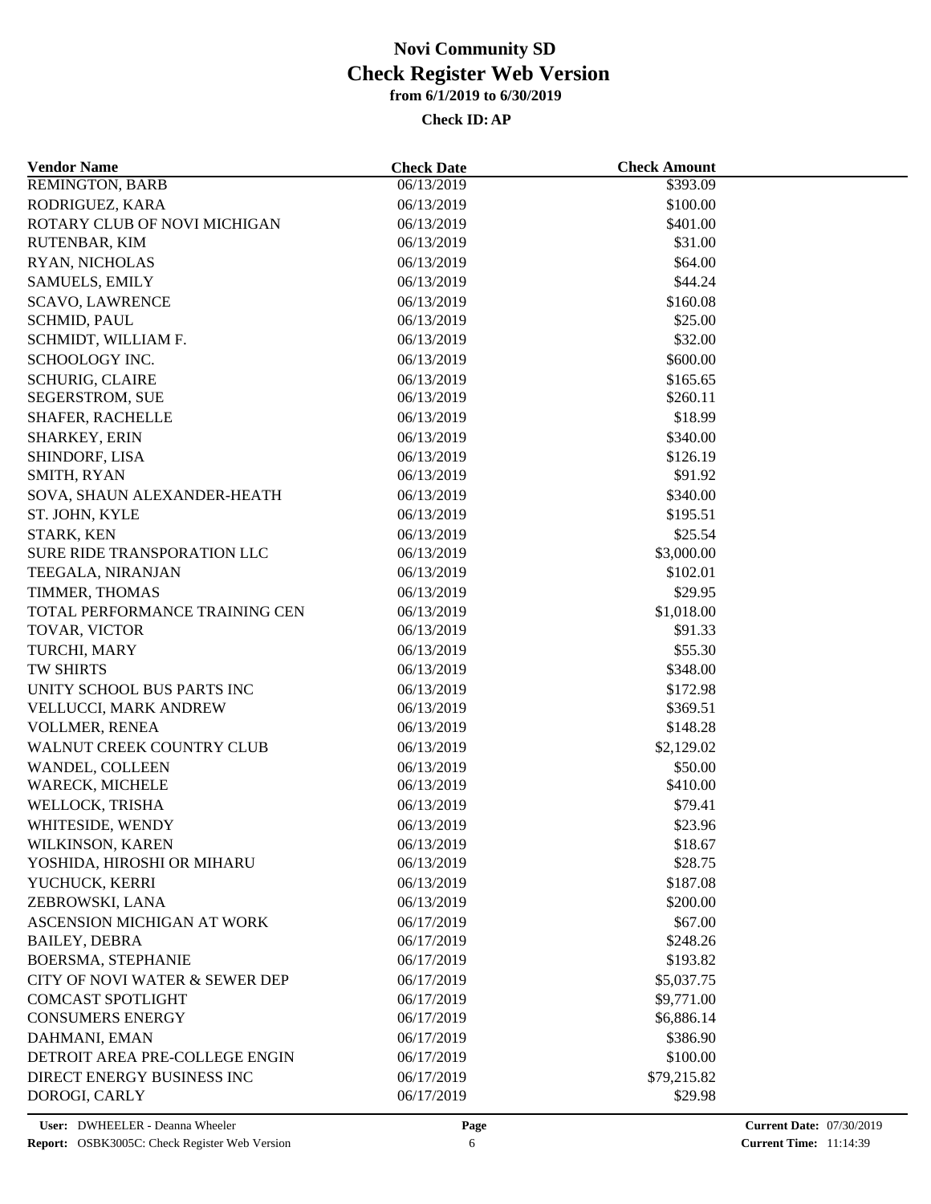# Novi Community SD
## Check Register Web Version
### from 6/1/2019 to 6/30/2019

**Check ID: AP**

| Vendor Name | Check Date | Check Amount |
|---|---|---|
| REMINGTON, BARB | 06/13/2019 | $393.09 |
| RODRIGUEZ, KARA | 06/13/2019 | $100.00 |
| ROTARY CLUB OF NOVI MICHIGAN | 06/13/2019 | $401.00 |
| RUTENBAR, KIM | 06/13/2019 | $31.00 |
| RYAN, NICHOLAS | 06/13/2019 | $64.00 |
| SAMUELS, EMILY | 06/13/2019 | $44.24 |
| SCAVO, LAWRENCE | 06/13/2019 | $160.08 |
| SCHMID, PAUL | 06/13/2019 | $25.00 |
| SCHMIDT, WILLIAM F. | 06/13/2019 | $32.00 |
| SCHOOLOGY INC. | 06/13/2019 | $600.00 |
| SCHURIG, CLAIRE | 06/13/2019 | $165.65 |
| SEGERSTROM, SUE | 06/13/2019 | $260.11 |
| SHAFER, RACHELLE | 06/13/2019 | $18.99 |
| SHARKEY, ERIN | 06/13/2019 | $340.00 |
| SHINDORF, LISA | 06/13/2019 | $126.19 |
| SMITH, RYAN | 06/13/2019 | $91.92 |
| SOVA, SHAUN ALEXANDER-HEATH | 06/13/2019 | $340.00 |
| ST. JOHN, KYLE | 06/13/2019 | $195.51 |
| STARK, KEN | 06/13/2019 | $25.54 |
| SURE RIDE TRANSPORATION LLC | 06/13/2019 | $3,000.00 |
| TEEGALA, NIRANJAN | 06/13/2019 | $102.01 |
| TIMMER, THOMAS | 06/13/2019 | $29.95 |
| TOTAL PERFORMANCE TRAINING CEN | 06/13/2019 | $1,018.00 |
| TOVAR, VICTOR | 06/13/2019 | $91.33 |
| TURCHI, MARY | 06/13/2019 | $55.30 |
| TW SHIRTS | 06/13/2019 | $348.00 |
| UNITY SCHOOL BUS PARTS INC | 06/13/2019 | $172.98 |
| VELLUCCI, MARK ANDREW | 06/13/2019 | $369.51 |
| VOLLMER, RENEA | 06/13/2019 | $148.28 |
| WALNUT CREEK COUNTRY CLUB | 06/13/2019 | $2,129.02 |
| WANDEL, COLLEEN | 06/13/2019 | $50.00 |
| WARECK, MICHELE | 06/13/2019 | $410.00 |
| WELLOCK, TRISHA | 06/13/2019 | $79.41 |
| WHITESIDE, WENDY | 06/13/2019 | $23.96 |
| WILKINSON, KAREN | 06/13/2019 | $18.67 |
| YOSHIDA, HIROSHI OR MIHARU | 06/13/2019 | $28.75 |
| YUCHUCK, KERRI | 06/13/2019 | $187.08 |
| ZEBROWSKI, LANA | 06/13/2019 | $200.00 |
| ASCENSION MICHIGAN AT WORK | 06/17/2019 | $67.00 |
| BAILEY, DEBRA | 06/17/2019 | $248.26 |
| BOERSMA, STEPHANIE | 06/17/2019 | $193.82 |
| CITY OF NOVI WATER & SEWER DEP | 06/17/2019 | $5,037.75 |
| COMCAST SPOTLIGHT | 06/17/2019 | $9,771.00 |
| CONSUMERS ENERGY | 06/17/2019 | $6,886.14 |
| DAHMANI, EMAN | 06/17/2019 | $386.90 |
| DETROIT AREA PRE-COLLEGE ENGIN | 06/17/2019 | $100.00 |
| DIRECT ENERGY BUSINESS INC | 06/17/2019 | $79,215.82 |
| DOROGI, CARLY | 06/17/2019 | $29.98 |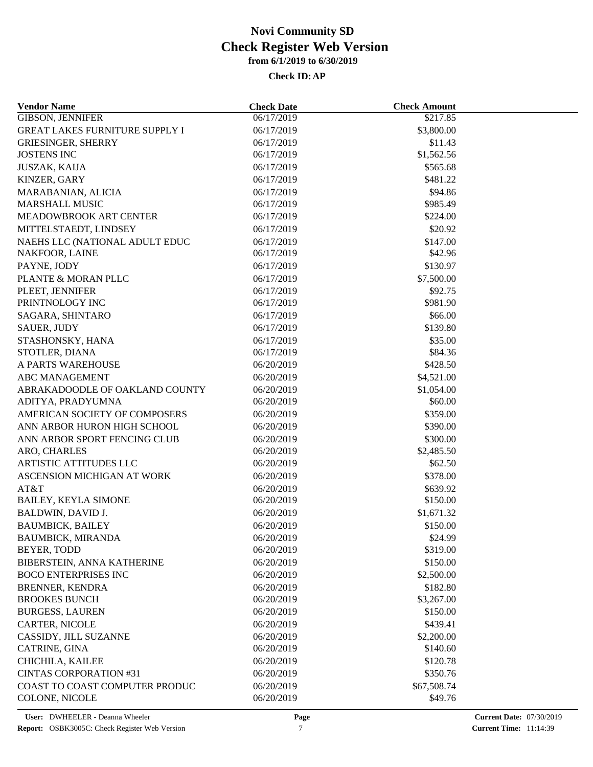# Novi Community SD
# Check Register Web Version
### from 6/1/2019 to 6/30/2019
### Check ID: AP

| Vendor Name | Check Date | Check Amount |
|---|---|---|
| GIBSON, JENNIFER | 06/17/2019 | $217.85 |
| GREAT LAKES FURNITURE SUPPLY I | 06/17/2019 | $3,800.00 |
| GRIESINGER, SHERRY | 06/17/2019 | $11.43 |
| JOSTENS INC | 06/17/2019 | $1,562.56 |
| JUSZAK, KAIJA | 06/17/2019 | $565.68 |
| KINZER, GARY | 06/17/2019 | $481.22 |
| MARABANIAN, ALICIA | 06/17/2019 | $94.86 |
| MARSHALL MUSIC | 06/17/2019 | $985.49 |
| MEADOWBROOK ART CENTER | 06/17/2019 | $224.00 |
| MITTELSTAEDT, LINDSEY | 06/17/2019 | $20.92 |
| NAEHS LLC (NATIONAL ADULT EDUC | 06/17/2019 | $147.00 |
| NAKFOOR, LAINE | 06/17/2019 | $42.96 |
| PAYNE, JODY | 06/17/2019 | $130.97 |
| PLANTE & MORAN PLLC | 06/17/2019 | $7,500.00 |
| PLEET, JENNIFER | 06/17/2019 | $92.75 |
| PRINTNOLOGY INC | 06/17/2019 | $981.90 |
| SAGARA, SHINTARO | 06/17/2019 | $66.00 |
| SAUER, JUDY | 06/17/2019 | $139.80 |
| STASHONSKY, HANA | 06/17/2019 | $35.00 |
| STOTLER, DIANA | 06/17/2019 | $84.36 |
| A PARTS WAREHOUSE | 06/20/2019 | $428.50 |
| ABC MANAGEMENT | 06/20/2019 | $4,521.00 |
| ABRAKADOODLE OF OAKLAND COUNTY | 06/20/2019 | $1,054.00 |
| ADITYA, PRADYUMNA | 06/20/2019 | $60.00 |
| AMERICAN SOCIETY OF COMPOSERS | 06/20/2019 | $359.00 |
| ANN ARBOR HURON HIGH SCHOOL | 06/20/2019 | $390.00 |
| ANN ARBOR SPORT FENCING CLUB | 06/20/2019 | $300.00 |
| ARO, CHARLES | 06/20/2019 | $2,485.50 |
| ARTISTIC ATTITUDES LLC | 06/20/2019 | $62.50 |
| ASCENSION MICHIGAN AT WORK | 06/20/2019 | $378.00 |
| AT&T | 06/20/2019 | $639.92 |
| BAILEY, KEYLA SIMONE | 06/20/2019 | $150.00 |
| BALDWIN, DAVID J. | 06/20/2019 | $1,671.32 |
| BAUMBICK, BAILEY | 06/20/2019 | $150.00 |
| BAUMBICK, MIRANDA | 06/20/2019 | $24.99 |
| BEYER, TODD | 06/20/2019 | $319.00 |
| BIBERSTEIN, ANNA KATHERINE | 06/20/2019 | $150.00 |
| BOCO ENTERPRISES INC | 06/20/2019 | $2,500.00 |
| BRENNER, KENDRA | 06/20/2019 | $182.80 |
| BROOKES BUNCH | 06/20/2019 | $3,267.00 |
| BURGESS, LAUREN | 06/20/2019 | $150.00 |
| CARTER, NICOLE | 06/20/2019 | $439.41 |
| CASSIDY, JILL SUZANNE | 06/20/2019 | $2,200.00 |
| CATRINE, GINA | 06/20/2019 | $140.60 |
| CHICHILA, KAILEE | 06/20/2019 | $120.78 |
| CINTAS CORPORATION #31 | 06/20/2019 | $350.76 |
| COAST TO COAST COMPUTER PRODUC | 06/20/2019 | $67,508.74 |
| COLONE, NICOLE | 06/20/2019 | $49.76 |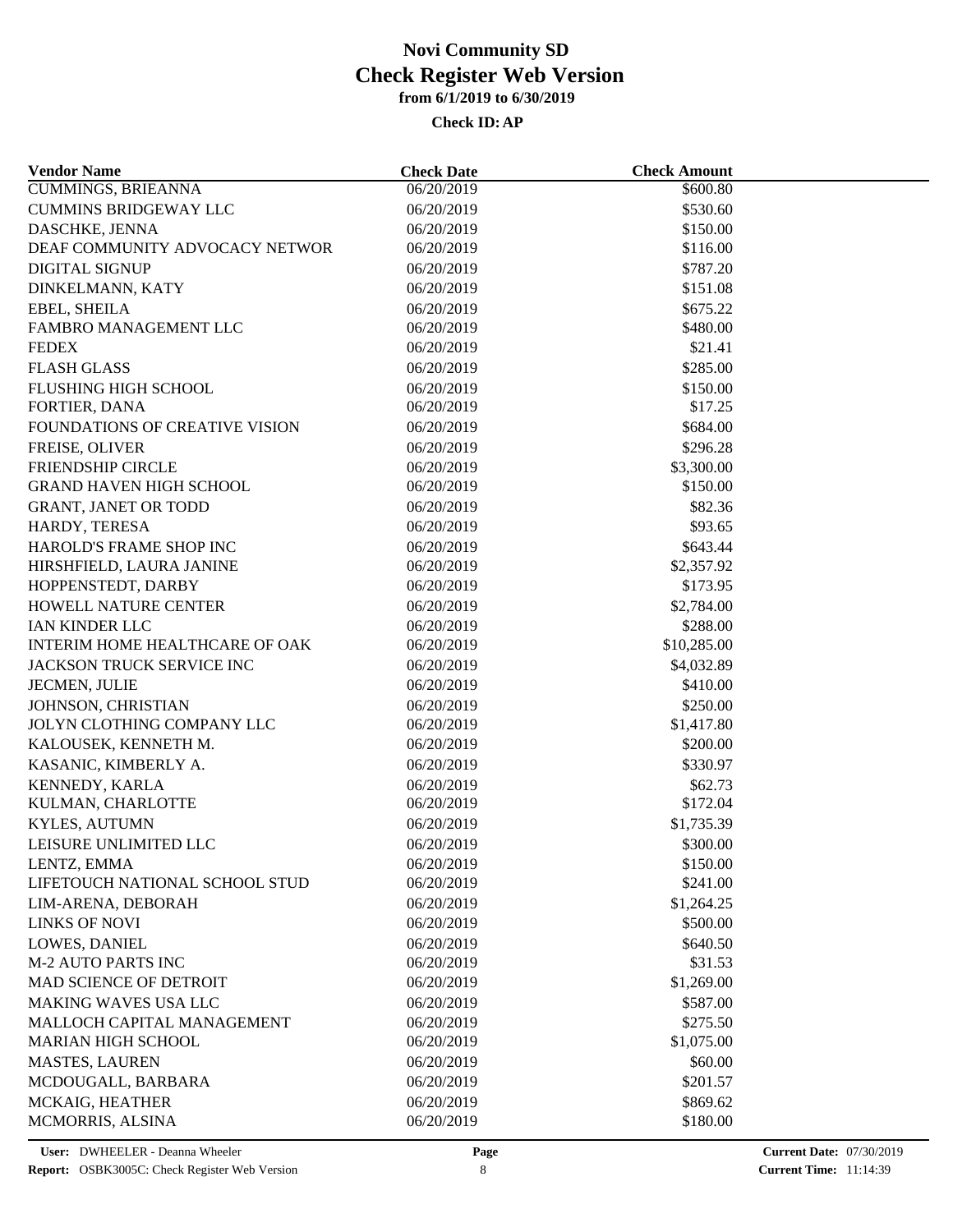# Novi Community SD
## Check Register Web Version
### from 6/1/2019 to 6/30/2019

**Check ID: AP**

| Vendor Name | Check Date | Check Amount |
|---|---|---|
| CUMMINGS, BRIEANNA | 06/20/2019 | $600.80 |
| CUMMINS BRIDGEWAY LLC | 06/20/2019 | $530.60 |
| DASCHKE, JENNA | 06/20/2019 | $150.00 |
| DEAF COMMUNITY ADVOCACY NETWOR | 06/20/2019 | $116.00 |
| DIGITAL SIGNUP | 06/20/2019 | $787.20 |
| DINKELMANN, KATY | 06/20/2019 | $151.08 |
| EBEL, SHEILA | 06/20/2019 | $675.22 |
| FAMBRO MANAGEMENT LLC | 06/20/2019 | $480.00 |
| FEDEX | 06/20/2019 | $21.41 |
| FLASH GLASS | 06/20/2019 | $285.00 |
| FLUSHING HIGH SCHOOL | 06/20/2019 | $150.00 |
| FORTIER, DANA | 06/20/2019 | $17.25 |
| FOUNDATIONS OF CREATIVE VISION | 06/20/2019 | $684.00 |
| FREISE, OLIVER | 06/20/2019 | $296.28 |
| FRIENDSHIP CIRCLE | 06/20/2019 | $3,300.00 |
| GRAND HAVEN HIGH SCHOOL | 06/20/2019 | $150.00 |
| GRANT, JANET OR TODD | 06/20/2019 | $82.36 |
| HARDY, TERESA | 06/20/2019 | $93.65 |
| HAROLD'S FRAME SHOP INC | 06/20/2019 | $643.44 |
| HIRSHFIELD, LAURA JANINE | 06/20/2019 | $2,357.92 |
| HOPPENSTEDT, DARBY | 06/20/2019 | $173.95 |
| HOWELL NATURE CENTER | 06/20/2019 | $2,784.00 |
| IAN KINDER LLC | 06/20/2019 | $288.00 |
| INTERIM HOME HEALTHCARE OF OAK | 06/20/2019 | $10,285.00 |
| JACKSON TRUCK SERVICE INC | 06/20/2019 | $4,032.89 |
| JECMEN, JULIE | 06/20/2019 | $410.00 |
| JOHNSON, CHRISTIAN | 06/20/2019 | $250.00 |
| JOLYN CLOTHING COMPANY LLC | 06/20/2019 | $1,417.80 |
| KALOUSEK, KENNETH M. | 06/20/2019 | $200.00 |
| KASANIC, KIMBERLY A. | 06/20/2019 | $330.97 |
| KENNEDY, KARLA | 06/20/2019 | $62.73 |
| KULMAN, CHARLOTTE | 06/20/2019 | $172.04 |
| KYLES, AUTUMN | 06/20/2019 | $1,735.39 |
| LEISURE UNLIMITED LLC | 06/20/2019 | $300.00 |
| LENTZ, EMMA | 06/20/2019 | $150.00 |
| LIFETOUCH NATIONAL SCHOOL STUD | 06/20/2019 | $241.00 |
| LIM-ARENA, DEBORAH | 06/20/2019 | $1,264.25 |
| LINKS OF NOVI | 06/20/2019 | $500.00 |
| LOWES, DANIEL | 06/20/2019 | $640.50 |
| M-2 AUTO PARTS INC | 06/20/2019 | $31.53 |
| MAD SCIENCE OF DETROIT | 06/20/2019 | $1,269.00 |
| MAKING WAVES USA LLC | 06/20/2019 | $587.00 |
| MALLOCH CAPITAL MANAGEMENT | 06/20/2019 | $275.50 |
| MARIAN HIGH SCHOOL | 06/20/2019 | $1,075.00 |
| MASTES, LAUREN | 06/20/2019 | $60.00 |
| MCDOUGALL, BARBARA | 06/20/2019 | $201.57 |
| MCKAIG, HEATHER | 06/20/2019 | $869.62 |
| MCMORRIS, ALSINA | 06/20/2019 | $180.00 |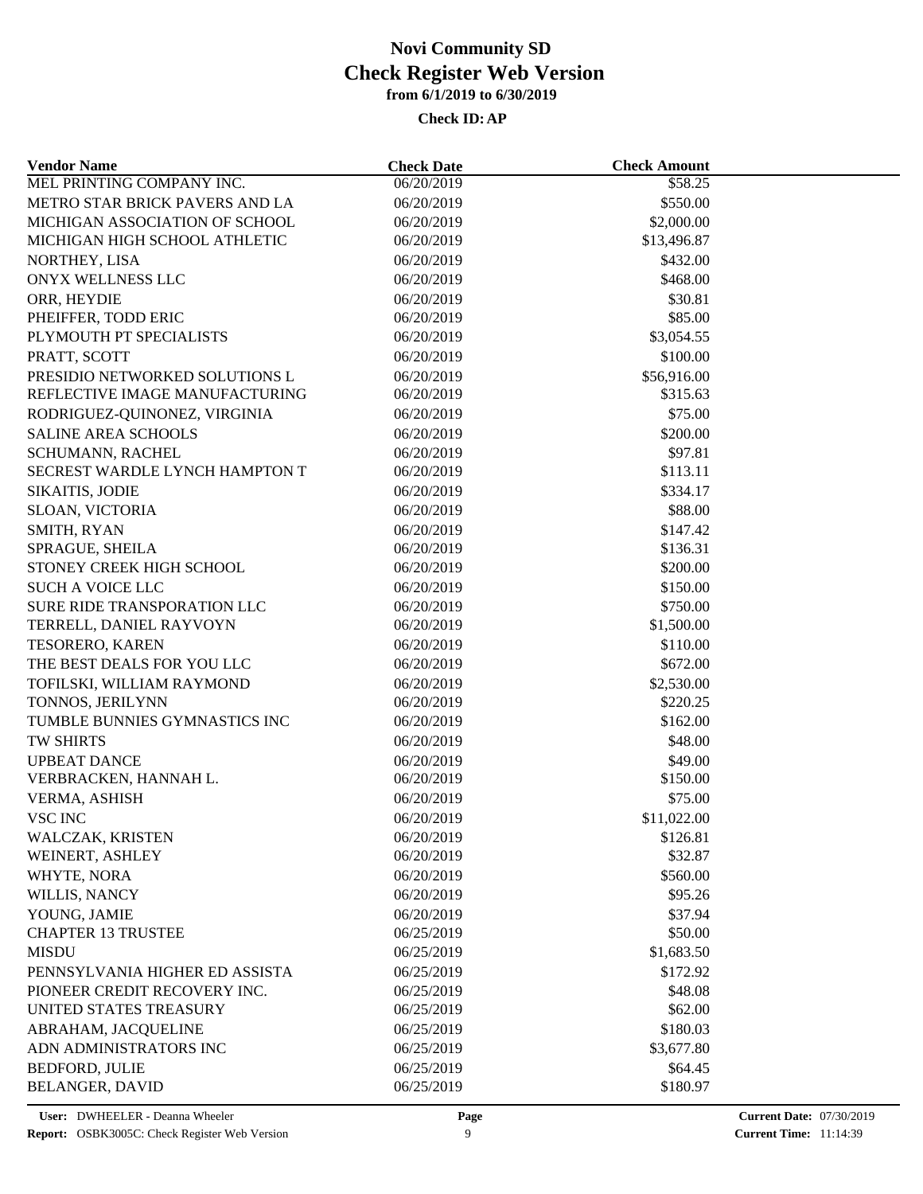# Novi Community SD
## Check Register Web Version
### from 6/1/2019 to 6/30/2019

**Check ID: AP**

| Vendor Name | Check Date | Check Amount |
|---|---|---|
| MEL PRINTING COMPANY INC. | 06/20/2019 | $58.25 |
| METRO STAR BRICK PAVERS AND LA | 06/20/2019 | $550.00 |
| MICHIGAN ASSOCIATION OF SCHOOL | 06/20/2019 | $2,000.00 |
| MICHIGAN HIGH SCHOOL ATHLETIC | 06/20/2019 | $13,496.87 |
| NORTHEY, LISA | 06/20/2019 | $432.00 |
| ONYX WELLNESS LLC | 06/20/2019 | $468.00 |
| ORR, HEYDIE | 06/20/2019 | $30.81 |
| PHEIFFER, TODD ERIC | 06/20/2019 | $85.00 |
| PLYMOUTH PT SPECIALISTS | 06/20/2019 | $3,054.55 |
| PRATT, SCOTT | 06/20/2019 | $100.00 |
| PRESIDIO NETWORKED SOLUTIONS L | 06/20/2019 | $56,916.00 |
| REFLECTIVE IMAGE MANUFACTURING | 06/20/2019 | $315.63 |
| RODRIGUEZ-QUINONEZ, VIRGINIA | 06/20/2019 | $75.00 |
| SALINE AREA SCHOOLS | 06/20/2019 | $200.00 |
| SCHUMANN, RACHEL | 06/20/2019 | $97.81 |
| SECREST WARDLE LYNCH HAMPTON T | 06/20/2019 | $113.11 |
| SIKAITIS, JODIE | 06/20/2019 | $334.17 |
| SLOAN, VICTORIA | 06/20/2019 | $88.00 |
| SMITH, RYAN | 06/20/2019 | $147.42 |
| SPRAGUE, SHEILA | 06/20/2019 | $136.31 |
| STONEY CREEK HIGH SCHOOL | 06/20/2019 | $200.00 |
| SUCH A VOICE LLC | 06/20/2019 | $150.00 |
| SURE RIDE TRANSPORATION LLC | 06/20/2019 | $750.00 |
| TERRELL, DANIEL RAYVOYN | 06/20/2019 | $1,500.00 |
| TESORERO, KAREN | 06/20/2019 | $110.00 |
| THE BEST DEALS FOR YOU LLC | 06/20/2019 | $672.00 |
| TOFILSKI, WILLIAM RAYMOND | 06/20/2019 | $2,530.00 |
| TONNOS, JERILYNN | 06/20/2019 | $220.25 |
| TUMBLE BUNNIES GYMNASTICS INC | 06/20/2019 | $162.00 |
| TW SHIRTS | 06/20/2019 | $48.00 |
| UPBEAT DANCE | 06/20/2019 | $49.00 |
| VERBRACKEN, HANNAH L. | 06/20/2019 | $150.00 |
| VERMA, ASHISH | 06/20/2019 | $75.00 |
| VSC INC | 06/20/2019 | $11,022.00 |
| WALCZAK, KRISTEN | 06/20/2019 | $126.81 |
| WEINERT, ASHLEY | 06/20/2019 | $32.87 |
| WHYTE, NORA | 06/20/2019 | $560.00 |
| WILLIS, NANCY | 06/20/2019 | $95.26 |
| YOUNG, JAMIE | 06/20/2019 | $37.94 |
| CHAPTER 13 TRUSTEE | 06/25/2019 | $50.00 |
| MISDU | 06/25/2019 | $1,683.50 |
| PENNSYLVANIA HIGHER ED ASSISTA | 06/25/2019 | $172.92 |
| PIONEER CREDIT RECOVERY INC. | 06/25/2019 | $48.08 |
| UNITED STATES TREASURY | 06/25/2019 | $62.00 |
| ABRAHAM, JACQUELINE | 06/25/2019 | $180.03 |
| ADN ADMINISTRATORS INC | 06/25/2019 | $3,677.80 |
| BEDFORD, JULIE | 06/25/2019 | $64.45 |
| BELANGER, DAVID | 06/25/2019 | $180.97 |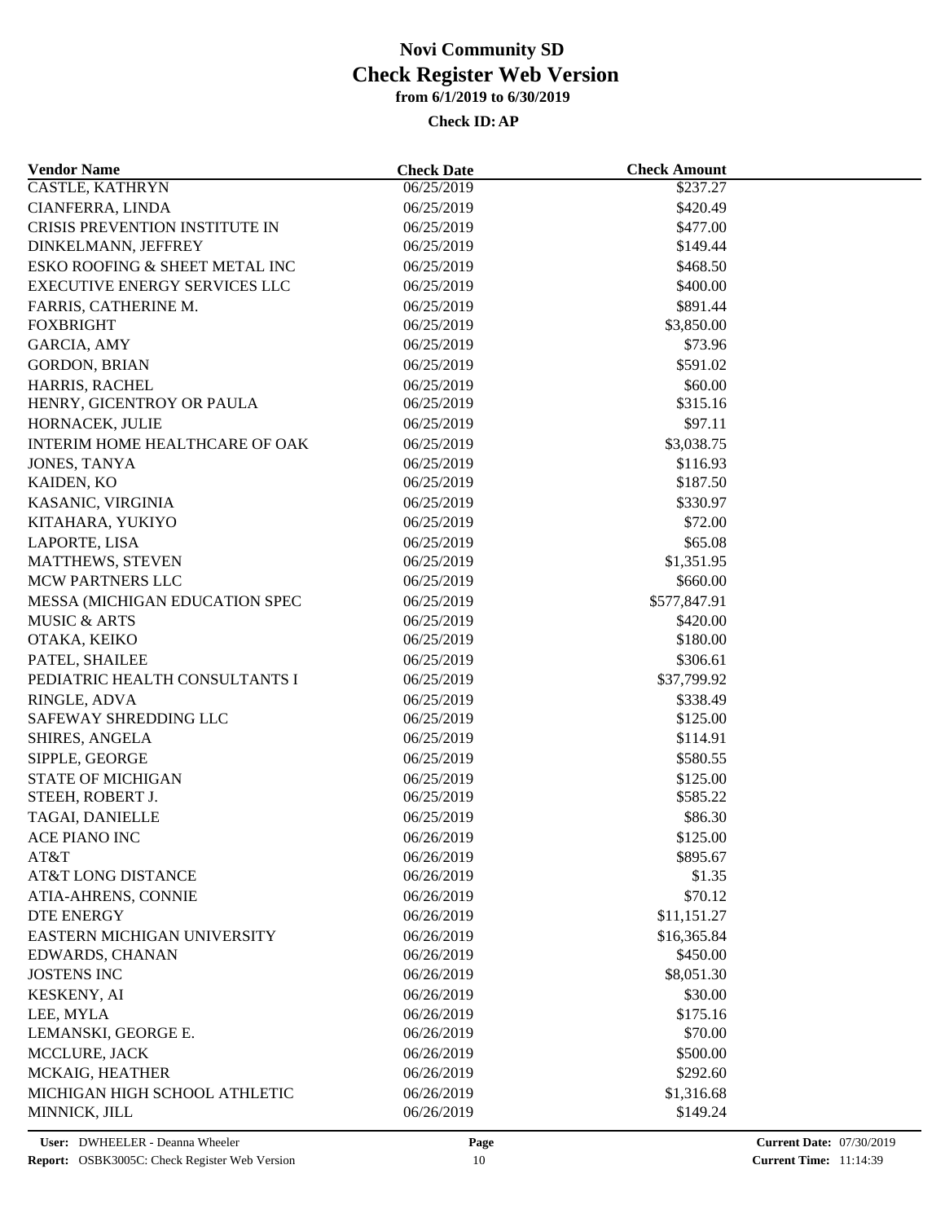# Novi Community SD
## Check Register Web Version
### from 6/1/2019 to 6/30/2019

**Check ID: AP**

| Vendor Name | Check Date | Check Amount |
|---|---|---|
| CASTLE, KATHRYN | 06/25/2019 | $237.27 |
| CIANFERRA, LINDA | 06/25/2019 | $420.49 |
| CRISIS PREVENTION INSTITUTE IN | 06/25/2019 | $477.00 |
| DINKELMANN, JEFFREY | 06/25/2019 | $149.44 |
| ESKO ROOFING & SHEET METAL INC | 06/25/2019 | $468.50 |
| EXECUTIVE ENERGY SERVICES LLC | 06/25/2019 | $400.00 |
| FARRIS, CATHERINE M. | 06/25/2019 | $891.44 |
| FOXBRIGHT | 06/25/2019 | $3,850.00 |
| GARCIA, AMY | 06/25/2019 | $73.96 |
| GORDON, BRIAN | 06/25/2019 | $591.02 |
| HARRIS, RACHEL | 06/25/2019 | $60.00 |
| HENRY, GICENTROY OR PAULA | 06/25/2019 | $315.16 |
| HORNACEK, JULIE | 06/25/2019 | $97.11 |
| INTERIM HOME HEALTHCARE OF OAK | 06/25/2019 | $3,038.75 |
| JONES, TANYA | 06/25/2019 | $116.93 |
| KAIDEN, KO | 06/25/2019 | $187.50 |
| KASANIC, VIRGINIA | 06/25/2019 | $330.97 |
| KITAHARA, YUKIYO | 06/25/2019 | $72.00 |
| LAPORTE, LISA | 06/25/2019 | $65.08 |
| MATTHEWS, STEVEN | 06/25/2019 | $1,351.95 |
| MCW PARTNERS LLC | 06/25/2019 | $660.00 |
| MESSA (MICHIGAN EDUCATION SPEC | 06/25/2019 | $577,847.91 |
| MUSIC & ARTS | 06/25/2019 | $420.00 |
| OTAKA, KEIKO | 06/25/2019 | $180.00 |
| PATEL, SHAILEE | 06/25/2019 | $306.61 |
| PEDIATRIC HEALTH CONSULTANTS I | 06/25/2019 | $37,799.92 |
| RINGLE, ADVA | 06/25/2019 | $338.49 |
| SAFEWAY SHREDDING LLC | 06/25/2019 | $125.00 |
| SHIRES, ANGELA | 06/25/2019 | $114.91 |
| SIPPLE, GEORGE | 06/25/2019 | $580.55 |
| STATE OF MICHIGAN | 06/25/2019 | $125.00 |
| STEEH, ROBERT J. | 06/25/2019 | $585.22 |
| TAGAI, DANIELLE | 06/25/2019 | $86.30 |
| ACE PIANO INC | 06/26/2019 | $125.00 |
| AT&T | 06/26/2019 | $895.67 |
| AT&T LONG DISTANCE | 06/26/2019 | $1.35 |
| ATIA-AHRENS, CONNIE | 06/26/2019 | $70.12 |
| DTE ENERGY | 06/26/2019 | $11,151.27 |
| EASTERN MICHIGAN UNIVERSITY | 06/26/2019 | $16,365.84 |
| EDWARDS, CHANAN | 06/26/2019 | $450.00 |
| JOSTENS INC | 06/26/2019 | $8,051.30 |
| KESKENY, AI | 06/26/2019 | $30.00 |
| LEE, MYLA | 06/26/2019 | $175.16 |
| LEMANSKI, GEORGE E. | 06/26/2019 | $70.00 |
| MCCLURE, JACK | 06/26/2019 | $500.00 |
| MCKAIG, HEATHER | 06/26/2019 | $292.60 |
| MICHIGAN HIGH SCHOOL ATHLETIC | 06/26/2019 | $1,316.68 |
| MINNICK, JILL | 06/26/2019 | $149.24 |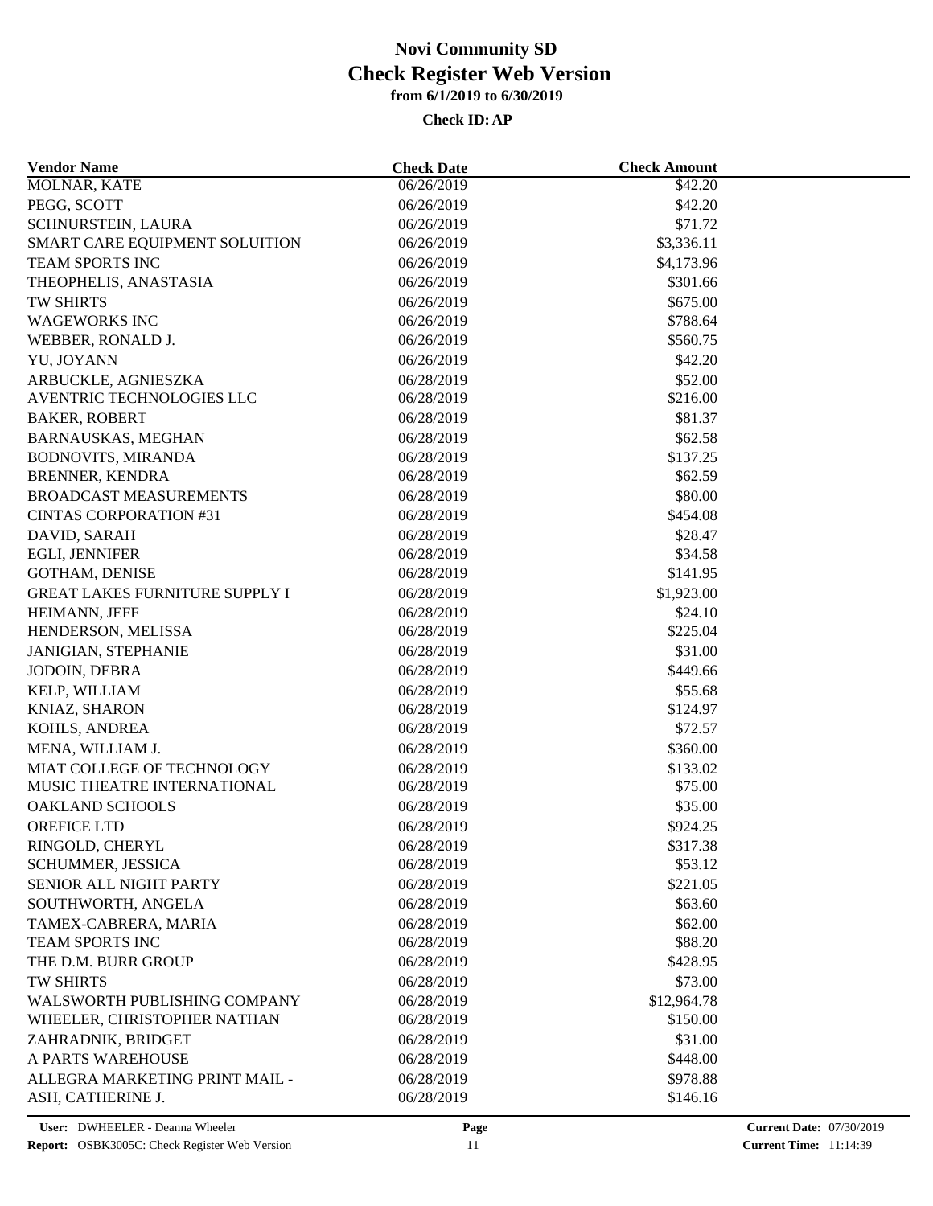# Novi Community SD
## Check Register Web Version
### from 6/1/2019 to 6/30/2019

**Check ID: AP**

| Vendor Name | Check Date | Check Amount |
|---|---|---|
| MOLNAR, KATE | 06/26/2019 | \$42.20 |
| PEGG, SCOTT | 06/26/2019 | \$42.20 |
| SCHNURSTEIN, LAURA | 06/26/2019 | \$71.72 |
| SMART CARE EQUIPMENT SOLUITION | 06/26/2019 | \$3,336.11 |
| TEAM SPORTS INC | 06/26/2019 | \$4,173.96 |
| THEOPHELIS, ANASTASIA | 06/26/2019 | \$301.66 |
| TW SHIRTS | 06/26/2019 | \$675.00 |
| WAGEWORKS INC | 06/26/2019 | \$788.64 |
| WEBBER, RONALD J. | 06/26/2019 | \$560.75 |
| YU, JOYANN | 06/26/2019 | \$42.20 |
| ARBUCKLE, AGNIESZKA | 06/28/2019 | \$52.00 |
| AVENTRIC TECHNOLOGIES LLC | 06/28/2019 | \$216.00 |
| BAKER, ROBERT | 06/28/2019 | \$81.37 |
| BARNAUSKAS, MEGHAN | 06/28/2019 | \$62.58 |
| BODNOVITS, MIRANDA | 06/28/2019 | \$137.25 |
| BRENNER, KENDRA | 06/28/2019 | \$62.59 |
| BROADCAST MEASUREMENTS | 06/28/2019 | \$80.00 |
| CINTAS CORPORATION #31 | 06/28/2019 | \$454.08 |
| DAVID, SARAH | 06/28/2019 | \$28.47 |
| EGLI, JENNIFER | 06/28/2019 | \$34.58 |
| GOTHAM, DENISE | 06/28/2019 | \$141.95 |
| GREAT LAKES FURNITURE SUPPLY I | 06/28/2019 | \$1,923.00 |
| HEIMANN, JEFF | 06/28/2019 | \$24.10 |
| HENDERSON, MELISSA | 06/28/2019 | \$225.04 |
| JANIGIAN, STEPHANIE | 06/28/2019 | \$31.00 |
| JODOIN, DEBRA | 06/28/2019 | \$449.66 |
| KELP, WILLIAM | 06/28/2019 | \$55.68 |
| KNIAZ, SHARON | 06/28/2019 | \$124.97 |
| KOHLS, ANDREA | 06/28/2019 | \$72.57 |
| MENA, WILLIAM J. | 06/28/2019 | \$360.00 |
| MIAT COLLEGE OF TECHNOLOGY | 06/28/2019 | \$133.02 |
| MUSIC THEATRE INTERNATIONAL | 06/28/2019 | \$75.00 |
| OAKLAND SCHOOLS | 06/28/2019 | \$35.00 |
| OREFICE LTD | 06/28/2019 | \$924.25 |
| RINGOLD, CHERYL | 06/28/2019 | \$317.38 |
| SCHUMMER, JESSICA | 06/28/2019 | \$53.12 |
| SENIOR ALL NIGHT PARTY | 06/28/2019 | \$221.05 |
| SOUTHWORTH, ANGELA | 06/28/2019 | \$63.60 |
| TAMEX-CABRERA, MARIA | 06/28/2019 | \$62.00 |
| TEAM SPORTS INC | 06/28/2019 | \$88.20 |
| THE D.M. BURR GROUP | 06/28/2019 | \$428.95 |
| TW SHIRTS | 06/28/2019 | \$73.00 |
| WALSWORTH PUBLISHING COMPANY | 06/28/2019 | \$12,964.78 |
| WHEELER, CHRISTOPHER NATHAN | 06/28/2019 | \$150.00 |
| ZAHRADNIK, BRIDGET | 06/28/2019 | \$31.00 |
| A PARTS WAREHOUSE | 06/28/2019 | \$448.00 |
| ALLEGRA MARKETING PRINT MAIL - | 06/28/2019 | \$978.88 |
| ASH, CATHERINE J. | 06/28/2019 | \$146.16 |

User: DWHEELER - Deanna Wheeler
Report: OSBK3005C: Check Register Web Version
Current Date: 07/30/2019
Current Time: 11:14:39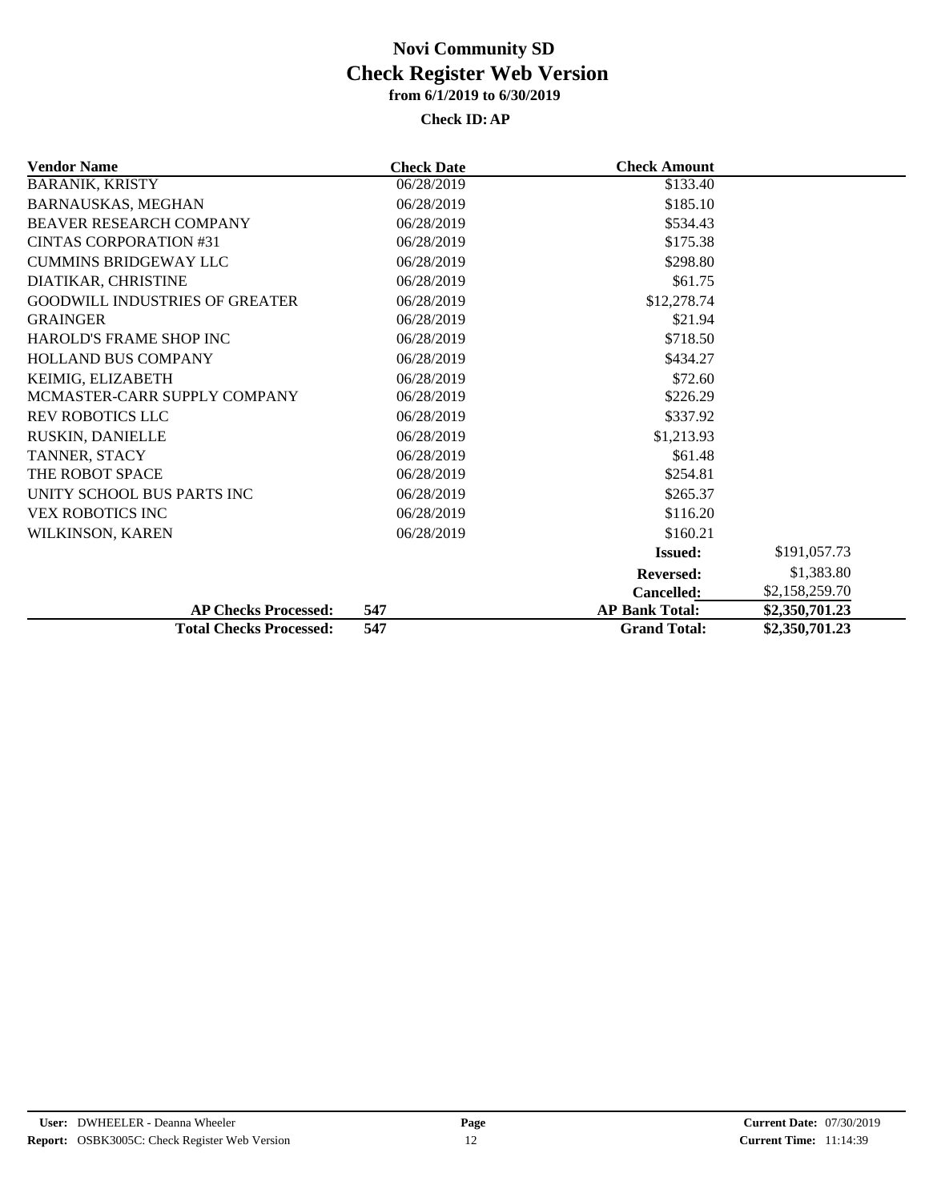# Novi Community SD
## Check Register Web Version
### from 6/1/2019 to 6/30/2019

**Check ID: AP**

| Vendor Name | Check Date | Check Amount | |
|---|---|---|---|
| BARANIK, KRISTY | 06/28/2019 | $133.40 | |
| BARNAUSKAS, MEGHAN | 06/28/2019 | $185.10 | |
| BEAVER RESEARCH COMPANY | 06/28/2019 | $534.43 | |
| CINTAS CORPORATION #31 | 06/28/2019 | $175.38 | |
| CUMMINS BRIDGEWAY LLC | 06/28/2019 | $298.80 | |
| DIATIKAR, CHRISTINE | 06/28/2019 | $61.75 | |
| GOODWILL INDUSTRIES OF GREATER | 06/28/2019 | $12,278.74 | |
| GRAINGER | 06/28/2019 | $21.94 | |
| HAROLD'S FRAME SHOP INC | 06/28/2019 | $718.50 | |
| HOLLAND BUS COMPANY | 06/28/2019 | $434.27 | |
| KEIMIG, ELIZABETH | 06/28/2019 | $72.60 | |
| MCMASTER-CARR SUPPLY COMPANY | 06/28/2019 | $226.29 | |
| REV ROBOTICS LLC | 06/28/2019 | $337.92 | |
| RUSKIN, DANIELLE | 06/28/2019 | $1,213.93 | |
| TANNER, STACY | 06/28/2019 | $61.48 | |
| THE ROBOT SPACE | 06/28/2019 | $254.81 | |
| UNITY SCHOOL BUS PARTS INC | 06/28/2019 | $265.37 | |
| VEX ROBOTICS INC | 06/28/2019 | $116.20 | |
| WILKINSON, KAREN | 06/28/2019 | $160.21 | |
| | | **Issued:** | $191,057.73 |
| | | **Reversed:** | $1,383.80 |
| | | **Cancelled:** | $2,158,259.70 |
| **AP Checks Processed:** | **547** | **AP Bank Total:** | **$2,350,701.23** |
| **Total Checks Processed:** | **547** | **Grand Total:** | **$2,350,701.23** |

**User:** DWHEELER - Deanna Wheeler
**Report:** OSBK3005C: Check Register Web Version
**Current Date:** 07/30/2019
**Current Time:** 11:14:39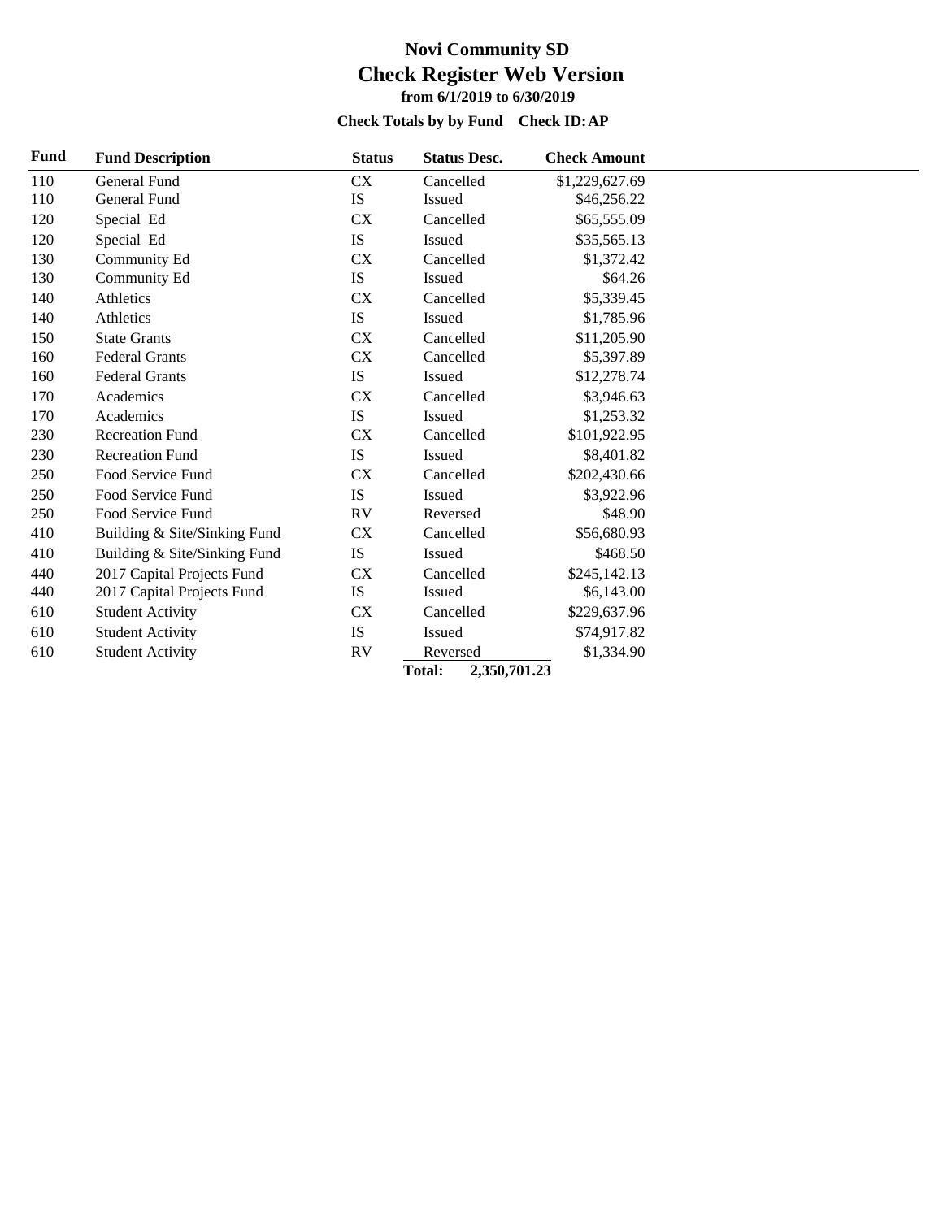# Novi Community SD

## Check Register Web Version

**from 6/1/2019 to 6/30/2019**

**Check Totals by by Fund Check ID: AP**

| Fund | Fund Description | Status | Status Desc. | Check Amount |
|---|---|---|---|---|
| 110 | General Fund | CX | Cancelled | $1,229,627.69 |
| 110 | General Fund | IS | Issued | $46,256.22 |
| 120 | Special Ed | CX | Cancelled | $65,555.09 |
| 120 | Special Ed | IS | Issued | $35,565.13 |
| 130 | Community Ed | CX | Cancelled | $1,372.42 |
| 130 | Community Ed | IS | Issued | $64.26 |
| 140 | Athletics | CX | Cancelled | $5,339.45 |
| 140 | Athletics | IS | Issued | $1,785.96 |
| 150 | State Grants | CX | Cancelled | $11,205.90 |
| 160 | Federal Grants | CX | Cancelled | $5,397.89 |
| 160 | Federal Grants | IS | Issued | $12,278.74 |
| 170 | Academics | CX | Cancelled | $3,946.63 |
| 170 | Academics | IS | Issued | $1,253.32 |
| 230 | Recreation Fund | CX | Cancelled | $101,922.95 |
| 230 | Recreation Fund | IS | Issued | $8,401.82 |
| 250 | Food Service Fund | CX | Cancelled | $202,430.66 |
| 250 | Food Service Fund | IS | Issued | $3,922.96 |
| 250 | Food Service Fund | RV | Reversed | $48.90 |
| 410 | Building & Site/Sinking Fund | CX | Cancelled | $56,680.93 |
| 410 | Building & Site/Sinking Fund | IS | Issued | $468.50 |
| 440 | 2017 Capital Projects Fund | CX | Cancelled | $245,142.13 |
| 440 | 2017 Capital Projects Fund | IS | Issued | $6,143.00 |
| 610 | Student Activity | CX | Cancelled | $229,637.96 |
| 610 | Student Activity | IS | Issued | $74,917.82 |
| 610 | Student Activity | RV | Reversed | $1,334.90 |
| | | | **Total:** | **2,350,701.23** |